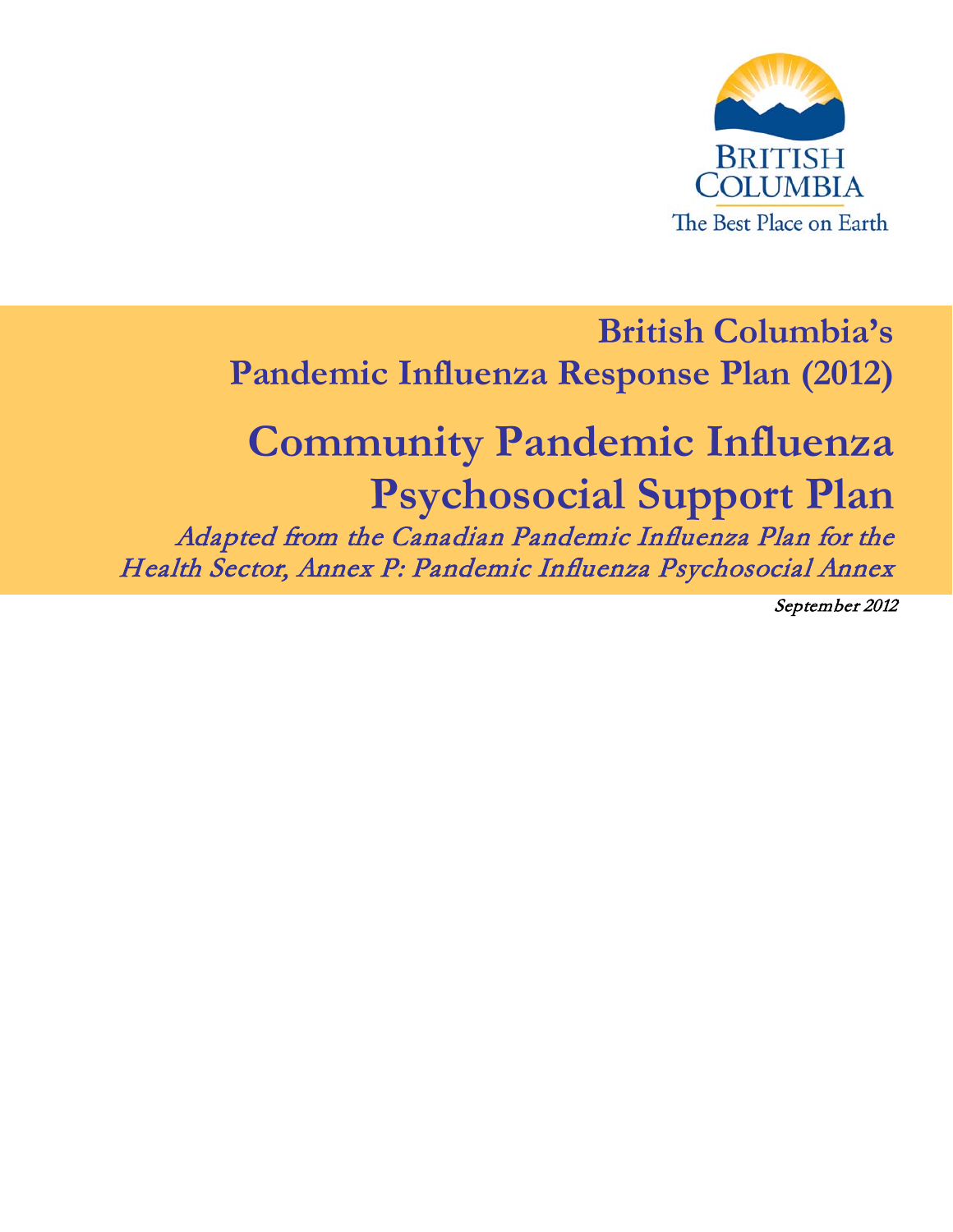British Columbia
The Best Place on Earth

## British Columbia's Pandemic Influenza Response Plan (2012)

# Community Pandemic Influenza Psychosocial Support Plan

*Adapted from the Canadian Pandemic Influenza Plan for the Health Sector, Annex P: Pandemic Influenza Psychosocial Annex*

*September 2012*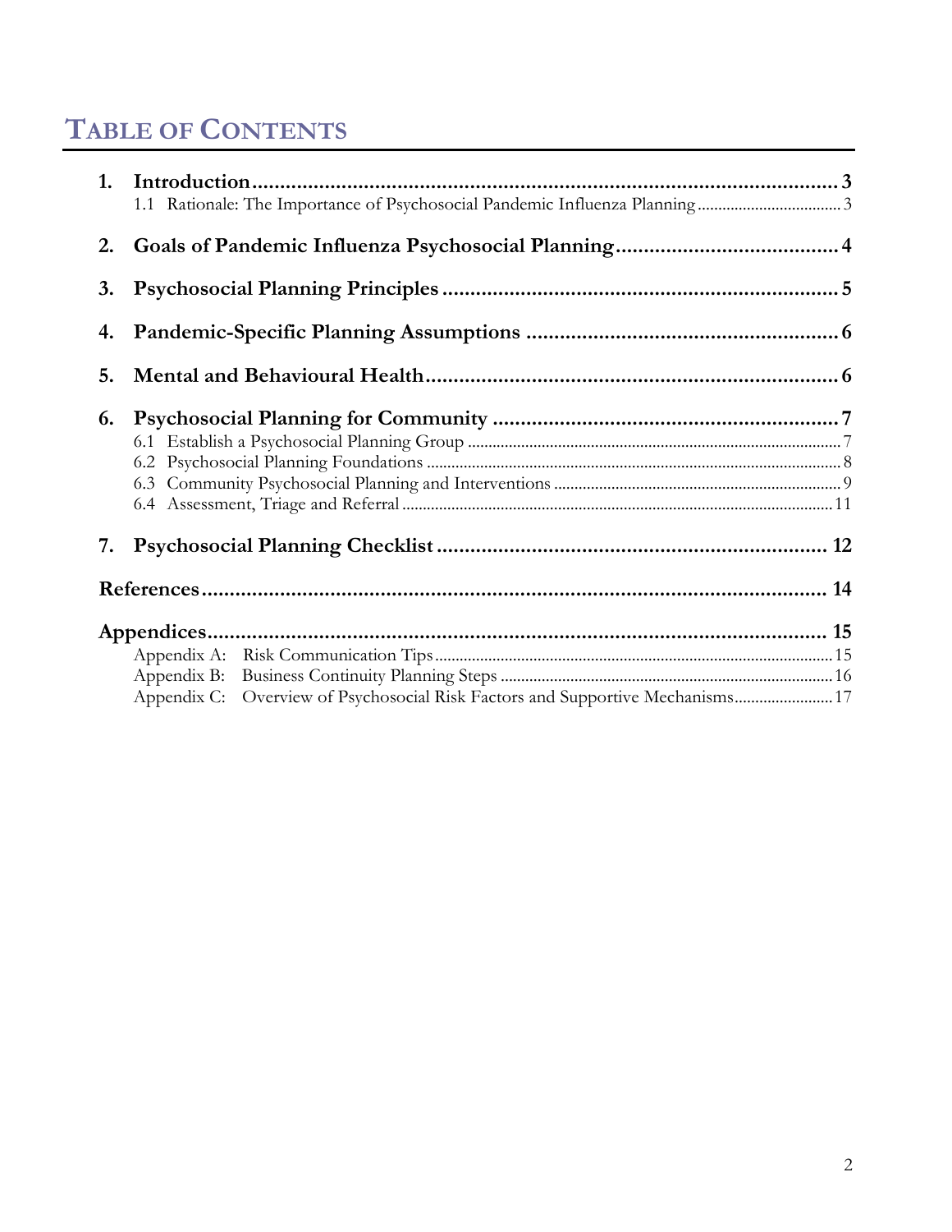# TABLE OF CONTENTS

1. **Introduction** ........ 3
   - 1.1 Rationale: The Importance of Psychosocial Pandemic Influenza Planning ........ 3
2. **Goals of Pandemic Influenza Psychosocial Planning** ........ 4
3. **Psychosocial Planning Principles** ........ 5
4. **Pandemic-Specific Planning Assumptions** ........ 6
5. **Mental and Behavioural Health** ........ 6
6. **Psychosocial Planning for Community** ........ 7
   - 6.1 Establish a Psychosocial Planning Group ........ 7
   - 6.2 Psychosocial Planning Foundations ........ 8
   - 6.3 Community Psychosocial Planning and Interventions ........ 9
   - 6.4 Assessment, Triage and Referral ........ 11
7. **Psychosocial Planning Checklist** ........ 12

**References** ........ 14

**Appendices** ........ 15

- Appendix A: Risk Communication Tips ........ 15
- Appendix B: Business Continuity Planning Steps ........ 16
- Appendix C: Overview of Psychosocial Risk Factors and Supportive Mechanisms ........ 17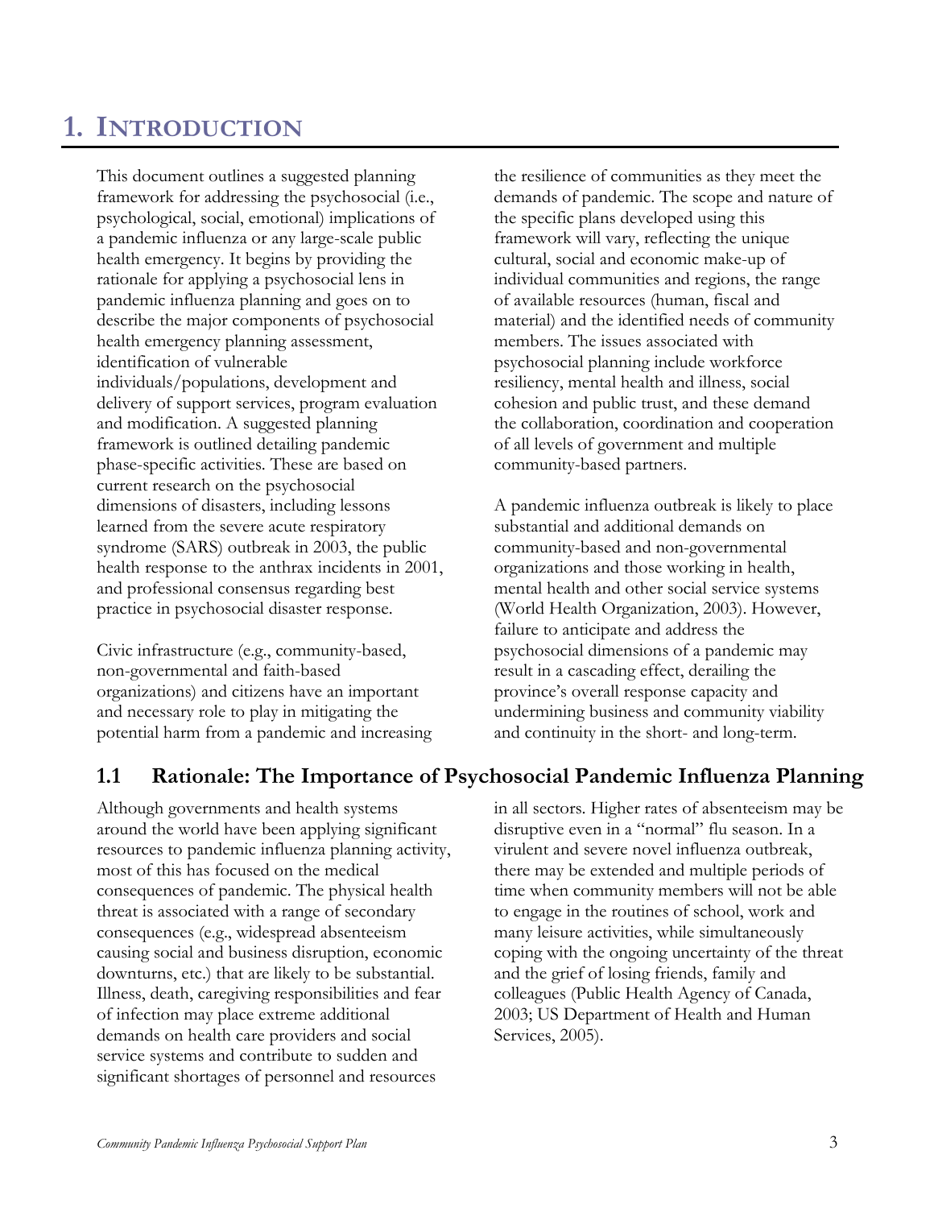# 1. INTRODUCTION

This document outlines a suggested planning framework for addressing the psychosocial (i.e., psychological, social, emotional) implications of a pandemic influenza or any large-scale public health emergency. It begins by providing the rationale for applying a psychosocial lens in pandemic influenza planning and goes on to describe the major components of psychosocial health emergency planning assessment, identification of vulnerable individuals/populations, development and delivery of support services, program evaluation and modification. A suggested planning framework is outlined detailing pandemic phase-specific activities. These are based on current research on the psychosocial dimensions of disasters, including lessons learned from the severe acute respiratory syndrome (SARS) outbreak in 2003, the public health response to the anthrax incidents in 2001, and professional consensus regarding best practice in psychosocial disaster response.

Civic infrastructure (e.g., community-based, non-governmental and faith-based organizations) and citizens have an important and necessary role to play in mitigating the potential harm from a pandemic and increasing the resilience of communities as they meet the demands of pandemic. The scope and nature of the specific plans developed using this framework will vary, reflecting the unique cultural, social and economic make-up of individual communities and regions, the range of available resources (human, fiscal and material) and the identified needs of community members. The issues associated with psychosocial planning include workforce resiliency, mental health and illness, social cohesion and public trust, and these demand the collaboration, coordination and cooperation of all levels of government and multiple community-based partners.

A pandemic influenza outbreak is likely to place substantial and additional demands on community-based and non-governmental organizations and those working in health, mental health and other social service systems (World Health Organization, 2003). However, failure to anticipate and address the psychosocial dimensions of a pandemic may result in a cascading effect, derailing the province's overall response capacity and undermining business and community viability and continuity in the short- and long-term.

## 1.1 Rationale: The Importance of Psychosocial Pandemic Influenza Planning

Although governments and health systems around the world have been applying significant resources to pandemic influenza planning activity, most of this has focused on the medical consequences of pandemic. The physical health threat is associated with a range of secondary consequences (e.g., widespread absenteeism causing social and business disruption, economic downturns, etc.) that are likely to be substantial. Illness, death, caregiving responsibilities and fear of infection may place extreme additional demands on health care providers and social service systems and contribute to sudden and significant shortages of personnel and resources in all sectors. Higher rates of absenteeism may be disruptive even in a "normal" flu season. In a virulent and severe novel influenza outbreak, there may be extended and multiple periods of time when community members will not be able to engage in the routines of school, work and many leisure activities, while simultaneously coping with the ongoing uncertainty of the threat and the grief of losing friends, family and colleagues (Public Health Agency of Canada, 2003; US Department of Health and Human Services, 2005).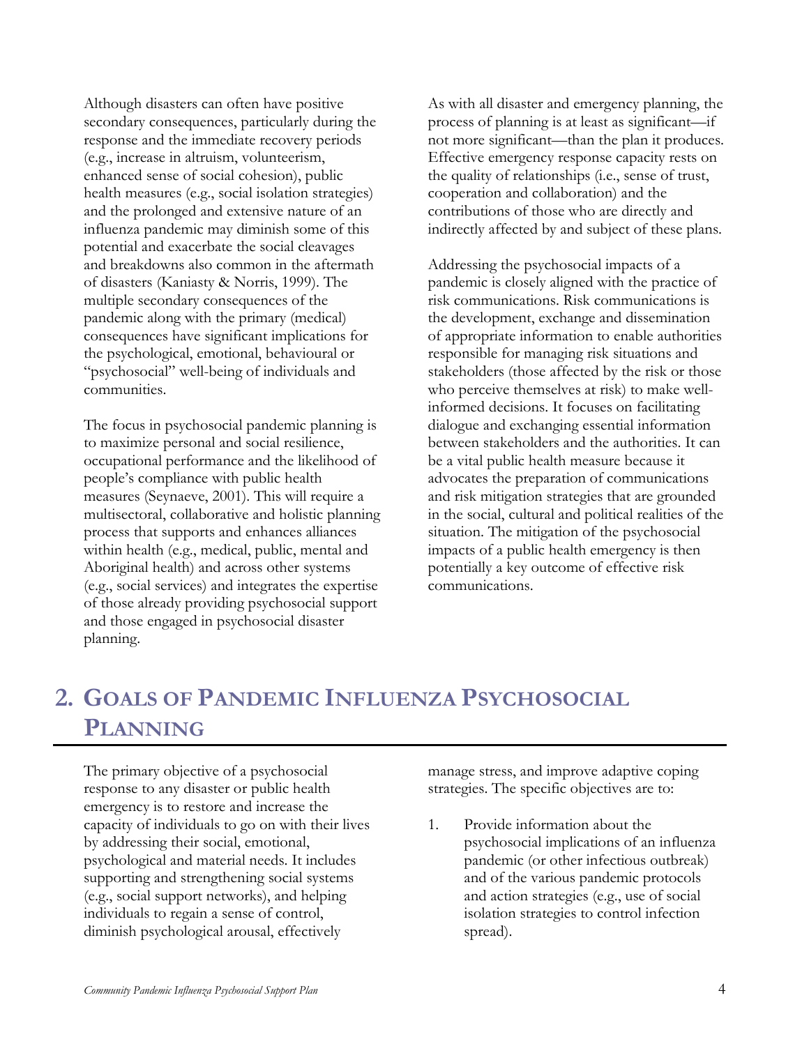Although disasters can often have positive secondary consequences, particularly during the response and the immediate recovery periods (e.g., increase in altruism, volunteerism, enhanced sense of social cohesion), public health measures (e.g., social isolation strategies) and the prolonged and extensive nature of an influenza pandemic may diminish some of this potential and exacerbate the social cleavages and breakdowns also common in the aftermath of disasters (Kaniasty & Norris, 1999). The multiple secondary consequences of the pandemic along with the primary (medical) consequences have significant implications for the psychological, emotional, behavioural or "psychosocial" well-being of individuals and communities.

The focus in psychosocial pandemic planning is to maximize personal and social resilience, occupational performance and the likelihood of people's compliance with public health measures (Seynaeve, 2001). This will require a multisectoral, collaborative and holistic planning process that supports and enhances alliances within health (e.g., medical, public, mental and Aboriginal health) and across other systems (e.g., social services) and integrates the expertise of those already providing psychosocial support and those engaged in psychosocial disaster planning.

As with all disaster and emergency planning, the process of planning is at least as significant—if not more significant—than the plan it produces. Effective emergency response capacity rests on the quality of relationships (i.e., sense of trust, cooperation and collaboration) and the contributions of those who are directly and indirectly affected by and subject of these plans.

Addressing the psychosocial impacts of a pandemic is closely aligned with the practice of risk communications. Risk communications is the development, exchange and dissemination of appropriate information to enable authorities responsible for managing risk situations and stakeholders (those affected by the risk or those who perceive themselves at risk) to make well-informed decisions. It focuses on facilitating dialogue and exchanging essential information between stakeholders and the authorities. It can be a vital public health measure because it advocates the preparation of communications and risk mitigation strategies that are grounded in the social, cultural and political realities of the situation. The mitigation of the psychosocial impacts of a public health emergency is then potentially a key outcome of effective risk communications.

# 2. Goals of Pandemic Influenza Psychosocial Planning

The primary objective of a psychosocial response to any disaster or public health emergency is to restore and increase the capacity of individuals to go on with their lives by addressing their social, emotional, psychological and material needs. It includes supporting and strengthening social systems (e.g., social support networks), and helping individuals to regain a sense of control, diminish psychological arousal, effectively manage stress, and improve adaptive coping strategies. The specific objectives are to:

1. Provide information about the psychosocial implications of an influenza pandemic (or other infectious outbreak) and of the various pandemic protocols and action strategies (e.g., use of social isolation strategies to control infection spread).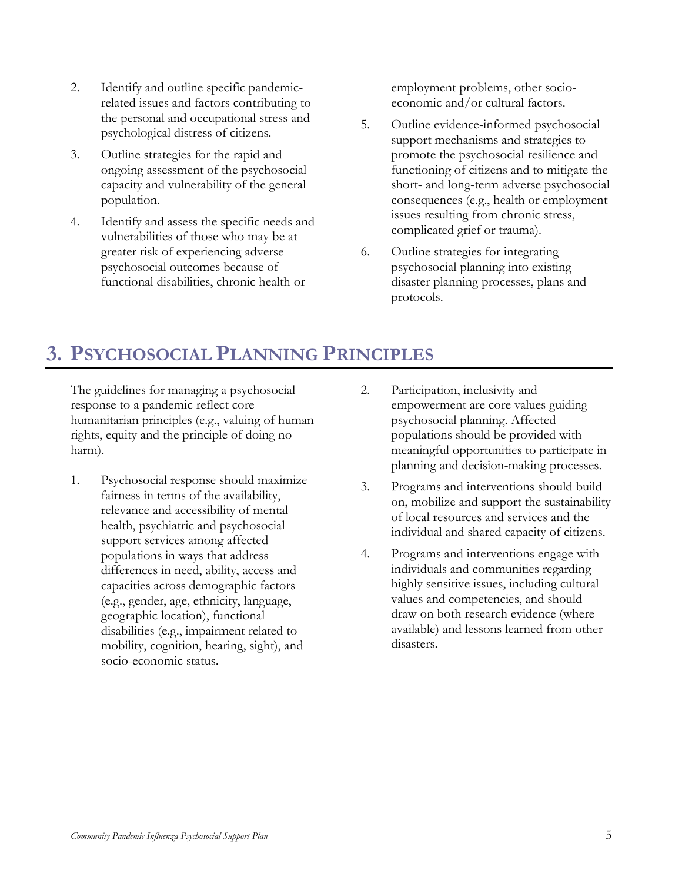2. Identify and outline specific pandemic-related issues and factors contributing to the personal and occupational stress and psychological distress of citizens.
3. Outline strategies for the rapid and ongoing assessment of the psychosocial capacity and vulnerability of the general population.
4. Identify and assess the specific needs and vulnerabilities of those who may be at greater risk of experiencing adverse psychosocial outcomes because of functional disabilities, chronic health or employment problems, other socio-economic and/or cultural factors.
5. Outline evidence-informed psychosocial support mechanisms and strategies to promote the psychosocial resilience and functioning of citizens and to mitigate the short- and long-term adverse psychosocial consequences (e.g., health or employment issues resulting from chronic stress, complicated grief or trauma).
6. Outline strategies for integrating psychosocial planning into existing disaster planning processes, plans and protocols.

# 3. Psychosocial Planning Principles

The guidelines for managing a psychosocial response to a pandemic reflect core humanitarian principles (e.g., valuing of human rights, equity and the principle of doing no harm).

1. Psychosocial response should maximize fairness in terms of the availability, relevance and accessibility of mental health, psychiatric and psychosocial support services among affected populations in ways that address differences in need, ability, access and capacities across demographic factors (e.g., gender, age, ethnicity, language, geographic location), functional disabilities (e.g., impairment related to mobility, cognition, hearing, sight), and socio-economic status.
2. Participation, inclusivity and empowerment are core values guiding psychosocial planning. Affected populations should be provided with meaningful opportunities to participate in planning and decision-making processes.
3. Programs and interventions should build on, mobilize and support the sustainability of local resources and services and the individual and shared capacity of citizens.
4. Programs and interventions engage with individuals and communities regarding highly sensitive issues, including cultural values and competencies, and should draw on both research evidence (where available) and lessons learned from other disasters.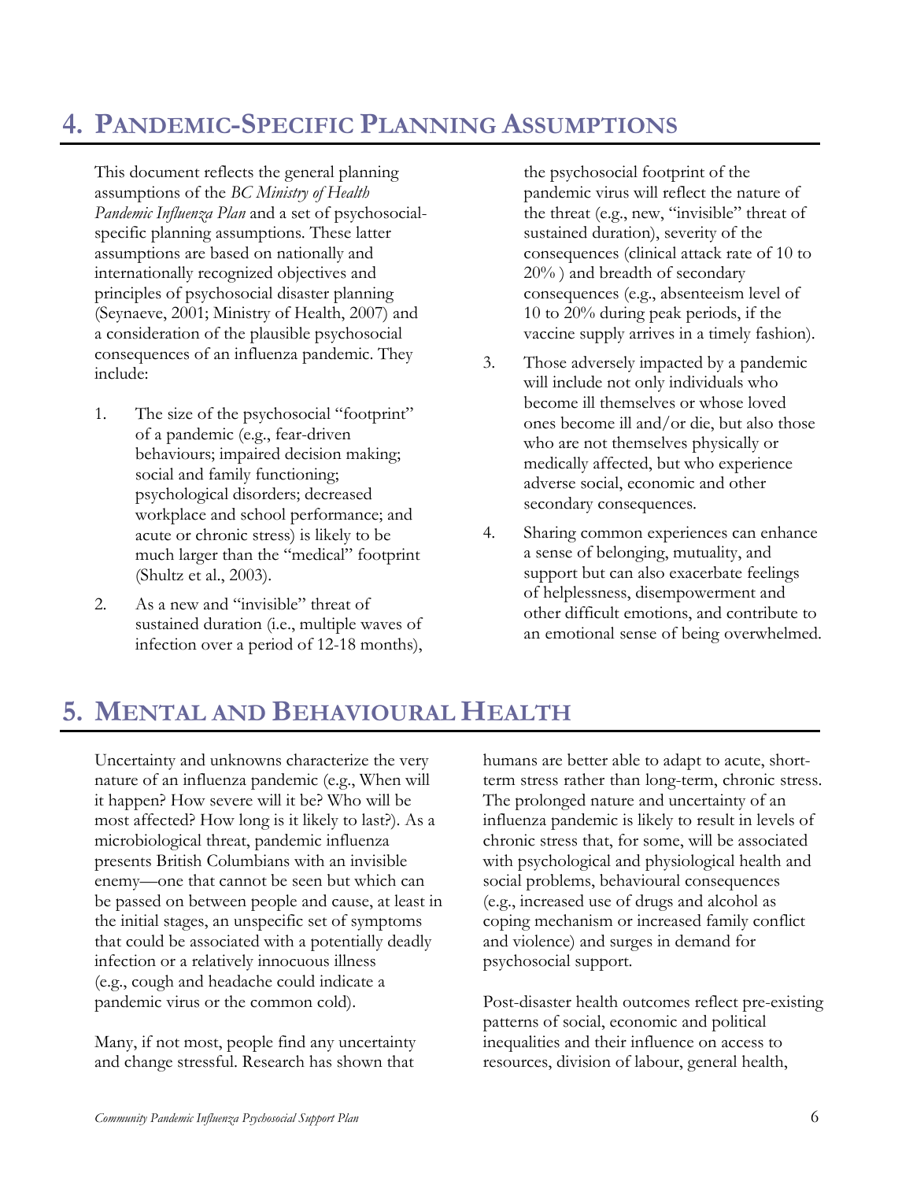# 4. PANDEMIC-SPECIFIC PLANNING ASSUMPTIONS

This document reflects the general planning assumptions of the *BC Ministry of Health Pandemic Influenza Plan* and a set of psychosocial-specific planning assumptions. These latter assumptions are based on nationally and internationally recognized objectives and principles of psychosocial disaster planning (Seynaeve, 2001; Ministry of Health, 2007) and a consideration of the plausible psychosocial consequences of an influenza pandemic. They include:

1. The size of the psychosocial "footprint" of a pandemic (e.g., fear-driven behaviours; impaired decision making; social and family functioning; psychological disorders; decreased workplace and school performance; and acute or chronic stress) is likely to be much larger than the "medical" footprint (Shultz et al., 2003).
2. As a new and "invisible" threat of sustained duration (i.e., multiple waves of infection over a period of 12-18 months), the psychosocial footprint of the pandemic virus will reflect the nature of the threat (e.g., new, "invisible" threat of sustained duration), severity of the consequences (clinical attack rate of 10 to 20% ) and breadth of secondary consequences (e.g., absenteeism level of 10 to 20% during peak periods, if the vaccine supply arrives in a timely fashion).
3. Those adversely impacted by a pandemic will include not only individuals who become ill themselves or whose loved ones become ill and/or die, but also those who are not themselves physically or medically affected, but who experience adverse social, economic and other secondary consequences.
4. Sharing common experiences can enhance a sense of belonging, mutuality, and support but can also exacerbate feelings of helplessness, disempowerment and other difficult emotions, and contribute to an emotional sense of being overwhelmed.

# 5. MENTAL AND BEHAVIOURAL HEALTH

Uncertainty and unknowns characterize the very nature of an influenza pandemic (e.g., When will it happen? How severe will it be? Who will be most affected? How long is it likely to last?). As a microbiological threat, pandemic influenza presents British Columbians with an invisible enemy—one that cannot be seen but which can be passed on between people and cause, at least in the initial stages, an unspecific set of symptoms that could be associated with a potentially deadly infection or a relatively innocuous illness (e.g., cough and headache could indicate a pandemic virus or the common cold).

Many, if not most, people find any uncertainty and change stressful. Research has shown that humans are better able to adapt to acute, short-term stress rather than long-term, chronic stress. The prolonged nature and uncertainty of an influenza pandemic is likely to result in levels of chronic stress that, for some, will be associated with psychological and physiological health and social problems, behavioural consequences (e.g., increased use of drugs and alcohol as coping mechanism or increased family conflict and violence) and surges in demand for psychosocial support.

Post-disaster health outcomes reflect pre-existing patterns of social, economic and political inequalities and their influence on access to resources, division of labour, general health,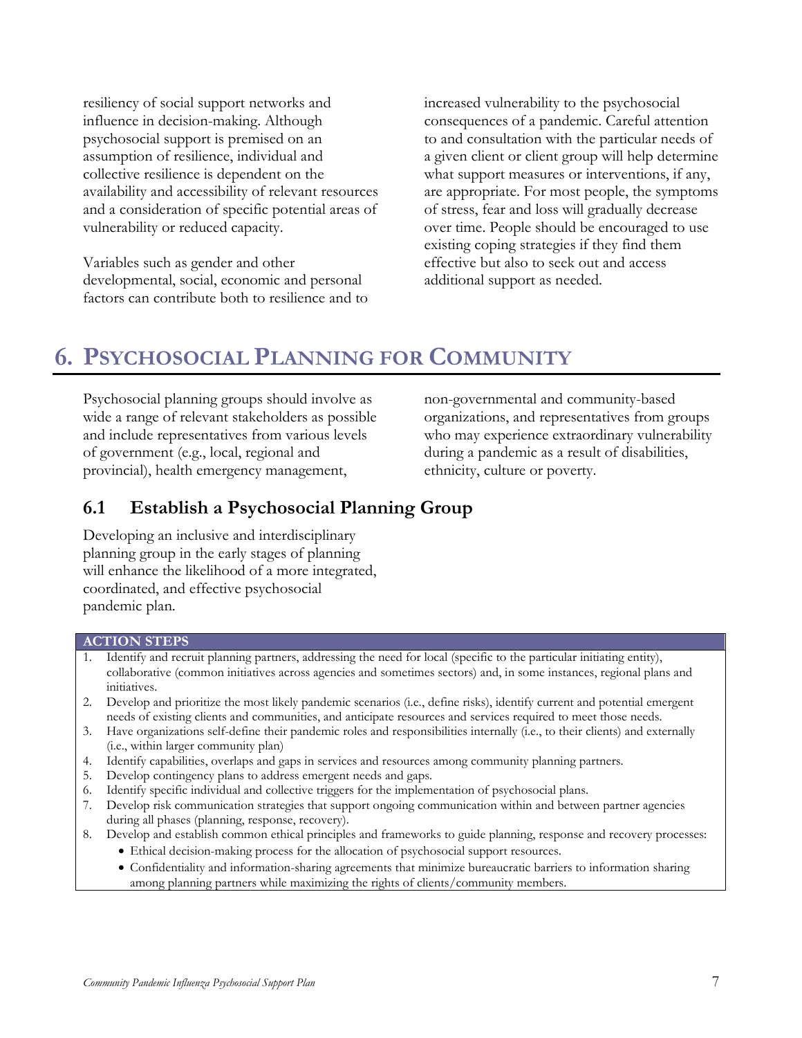resiliency of social support networks and influence in decision-making. Although psychosocial support is premised on an assumption of resilience, individual and collective resilience is dependent on the availability and accessibility of relevant resources and a consideration of specific potential areas of vulnerability or reduced capacity.

Variables such as gender and other developmental, social, economic and personal factors can contribute both to resilience and to increased vulnerability to the psychosocial consequences of a pandemic. Careful attention to and consultation with the particular needs of a given client or client group will help determine what support measures or interventions, if any, are appropriate. For most people, the symptoms of stress, fear and loss will gradually decrease over time. People should be encouraged to use existing coping strategies if they find them effective but also to seek out and access additional support as needed.

# 6. Psychosocial Planning for Community

Psychosocial planning groups should involve as wide a range of relevant stakeholders as possible and include representatives from various levels of government (e.g., local, regional and provincial), health emergency management, non-governmental and community-based organizations, and representatives from groups who may experience extraordinary vulnerability during a pandemic as a result of disabilities, ethnicity, culture or poverty.

## 6.1 Establish a Psychosocial Planning Group

Developing an inclusive and interdisciplinary planning group in the early stages of planning will enhance the likelihood of a more integrated, coordinated, and effective psychosocial pandemic plan.

**ACTION STEPS**

1. Identify and recruit planning partners, addressing the need for local (specific to the particular initiating entity), collaborative (common initiatives across agencies and sometimes sectors) and, in some instances, regional plans and initiatives.
2. Develop and prioritize the most likely pandemic scenarios (i.e., define risks), identify current and potential emergent needs of existing clients and communities, and anticipate resources and services required to meet those needs.
3. Have organizations self-define their pandemic roles and responsibilities internally (i.e., to their clients) and externally (i.e., within larger community plan)
4. Identify capabilities, overlaps and gaps in services and resources among community planning partners.
5. Develop contingency plans to address emergent needs and gaps.
6. Identify specific individual and collective triggers for the implementation of psychosocial plans.
7. Develop risk communication strategies that support ongoing communication within and between partner agencies during all phases (planning, response, recovery).
8. Develop and establish common ethical principles and frameworks to guide planning, response and recovery processes:
   - Ethical decision-making process for the allocation of psychosocial support resources.
   - Confidentiality and information-sharing agreements that minimize bureaucratic barriers to information sharing among planning partners while maximizing the rights of clients/community members.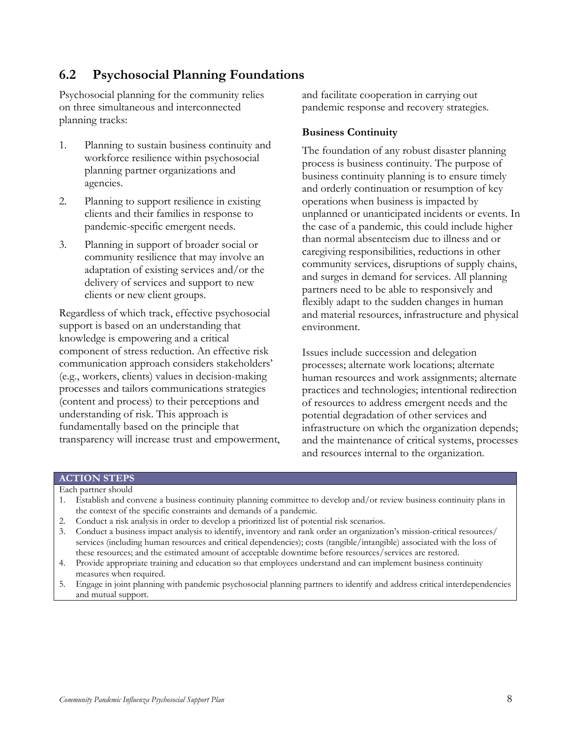## 6.2 Psychosocial Planning Foundations

Psychosocial planning for the community relies on three simultaneous and interconnected planning tracks:

1. Planning to sustain business continuity and workforce resilience within psychosocial planning partner organizations and agencies.
2. Planning to support resilience in existing clients and their families in response to pandemic-specific emergent needs.
3. Planning in support of broader social or community resilience that may involve an adaptation of existing services and/or the delivery of services and support to new clients or new client groups.

Regardless of which track, effective psychosocial support is based on an understanding that knowledge is empowering and a critical component of stress reduction. An effective risk communication approach considers stakeholders' (e.g., workers, clients) values in decision-making processes and tailors communications strategies (content and process) to their perceptions and understanding of risk. This approach is fundamentally based on the principle that transparency will increase trust and empowerment, and facilitate cooperation in carrying out pandemic response and recovery strategies.

### Business Continuity

The foundation of any robust disaster planning process is business continuity. The purpose of business continuity planning is to ensure timely and orderly continuation or resumption of key operations when business is impacted by unplanned or unanticipated incidents or events. In the case of a pandemic, this could include higher than normal absenteeism due to illness and or caregiving responsibilities, reductions in other community services, disruptions of supply chains, and surges in demand for services. All planning partners need to be able to responsively and flexibly adapt to the sudden changes in human and material resources, infrastructure and physical environment.

Issues include succession and delegation processes; alternate work locations; alternate human resources and work assignments; alternate practices and technologies; intentional redirection of resources to address emergent needs and the potential degradation of other services and infrastructure on which the organization depends; and the maintenance of critical systems, processes and resources internal to the organization.

**ACTION STEPS**

Each partner should

1. Establish and convene a business continuity planning committee to develop and/or review business continuity plans in the context of the specific constraints and demands of a pandemic.
2. Conduct a risk analysis in order to develop a prioritized list of potential risk scenarios.
3. Conduct a business impact analysis to identify, inventory and rank order an organization's mission-critical resources/services (including human resources and critical dependencies); costs (tangible/intangible) associated with the loss of these resources; and the estimated amount of acceptable downtime before resources/services are restored.
4. Provide appropriate training and education so that employees understand and can implement business continuity measures when required.
5. Engage in joint planning with pandemic psychosocial planning partners to identify and address critical interdependencies and mutual support.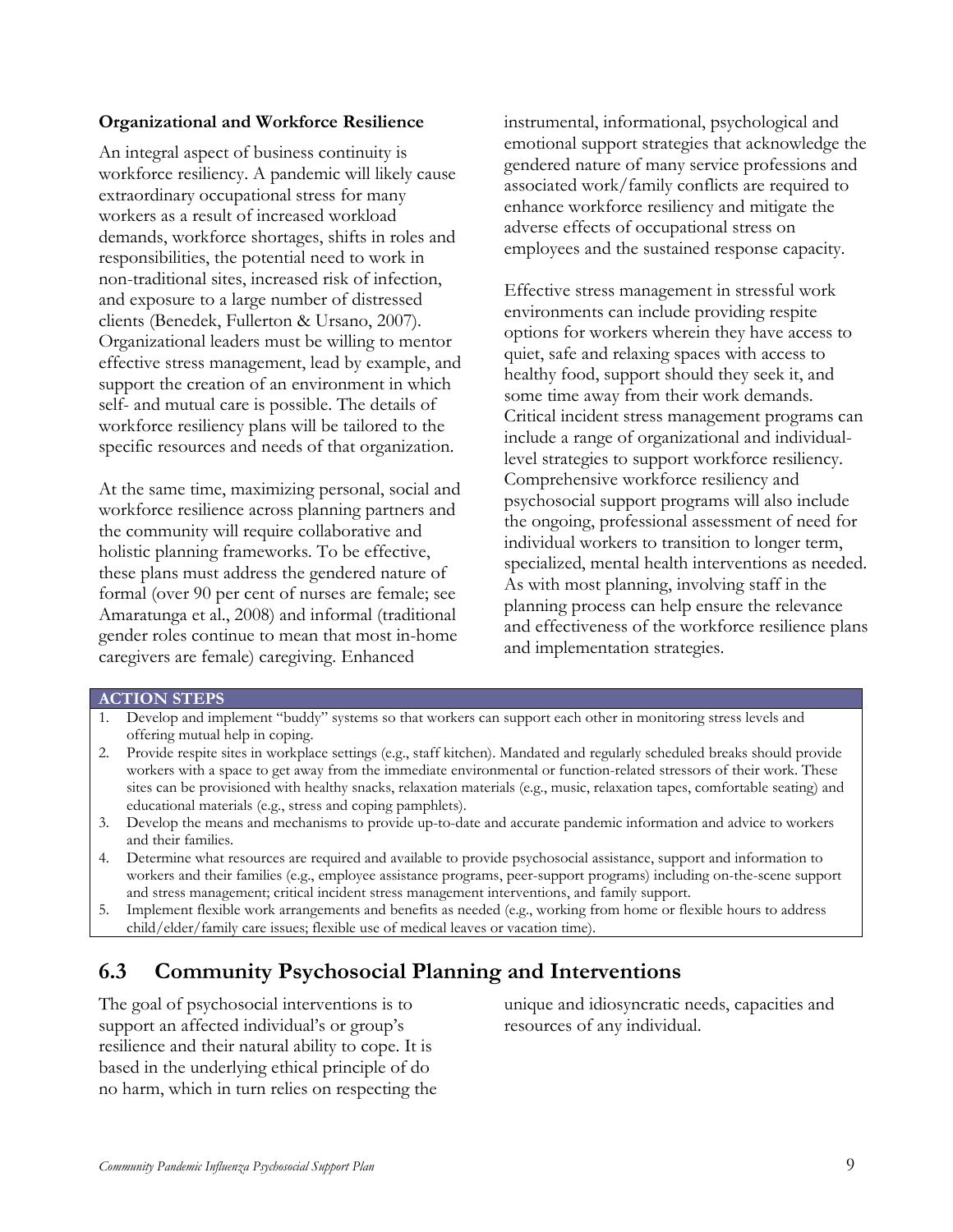**Organizational and Workforce Resilience**

An integral aspect of business continuity is workforce resiliency. A pandemic will likely cause extraordinary occupational stress for many workers as a result of increased workload demands, workforce shortages, shifts in roles and responsibilities, the potential need to work in non-traditional sites, increased risk of infection, and exposure to a large number of distressed clients (Benedek, Fullerton & Ursano, 2007). Organizational leaders must be willing to mentor effective stress management, lead by example, and support the creation of an environment in which self- and mutual care is possible. The details of workforce resiliency plans will be tailored to the specific resources and needs of that organization.

At the same time, maximizing personal, social and workforce resilience across planning partners and the community will require collaborative and holistic planning frameworks. To be effective, these plans must address the gendered nature of formal (over 90 per cent of nurses are female; see Amaratunga et al., 2008) and informal (traditional gender roles continue to mean that most in-home caregivers are female) caregiving. Enhanced instrumental, informational, psychological and emotional support strategies that acknowledge the gendered nature of many service professions and associated work/family conflicts are required to enhance workforce resiliency and mitigate the adverse effects of occupational stress on employees and the sustained response capacity.

Effective stress management in stressful work environments can include providing respite options for workers wherein they have access to quiet, safe and relaxing spaces with access to healthy food, support should they seek it, and some time away from their work demands. Critical incident stress management programs can include a range of organizational and individual-level strategies to support workforce resiliency. Comprehensive workforce resiliency and psychosocial support programs will also include the ongoing, professional assessment of need for individual workers to transition to longer term, specialized, mental health interventions as needed. As with most planning, involving staff in the planning process can help ensure the relevance and effectiveness of the workforce resilience plans and implementation strategies.

**ACTION STEPS**

1. Develop and implement "buddy" systems so that workers can support each other in monitoring stress levels and offering mutual help in coping.
2. Provide respite sites in workplace settings (e.g., staff kitchen). Mandated and regularly scheduled breaks should provide workers with a space to get away from the immediate environmental or function-related stressors of their work. These sites can be provisioned with healthy snacks, relaxation materials (e.g., music, relaxation tapes, comfortable seating) and educational materials (e.g., stress and coping pamphlets).
3. Develop the means and mechanisms to provide up-to-date and accurate pandemic information and advice to workers and their families.
4. Determine what resources are required and available to provide psychosocial assistance, support and information to workers and their families (e.g., employee assistance programs, peer-support programs) including on-the-scene support and stress management; critical incident stress management interventions, and family support.
5. Implement flexible work arrangements and benefits as needed (e.g., working from home or flexible hours to address child/elder/family care issues; flexible use of medical leaves or vacation time).

## 6.3 Community Psychosocial Planning and Interventions

The goal of psychosocial interventions is to support an affected individual's or group's resilience and their natural ability to cope. It is based in the underlying ethical principle of do no harm, which in turn relies on respecting the unique and idiosyncratic needs, capacities and resources of any individual.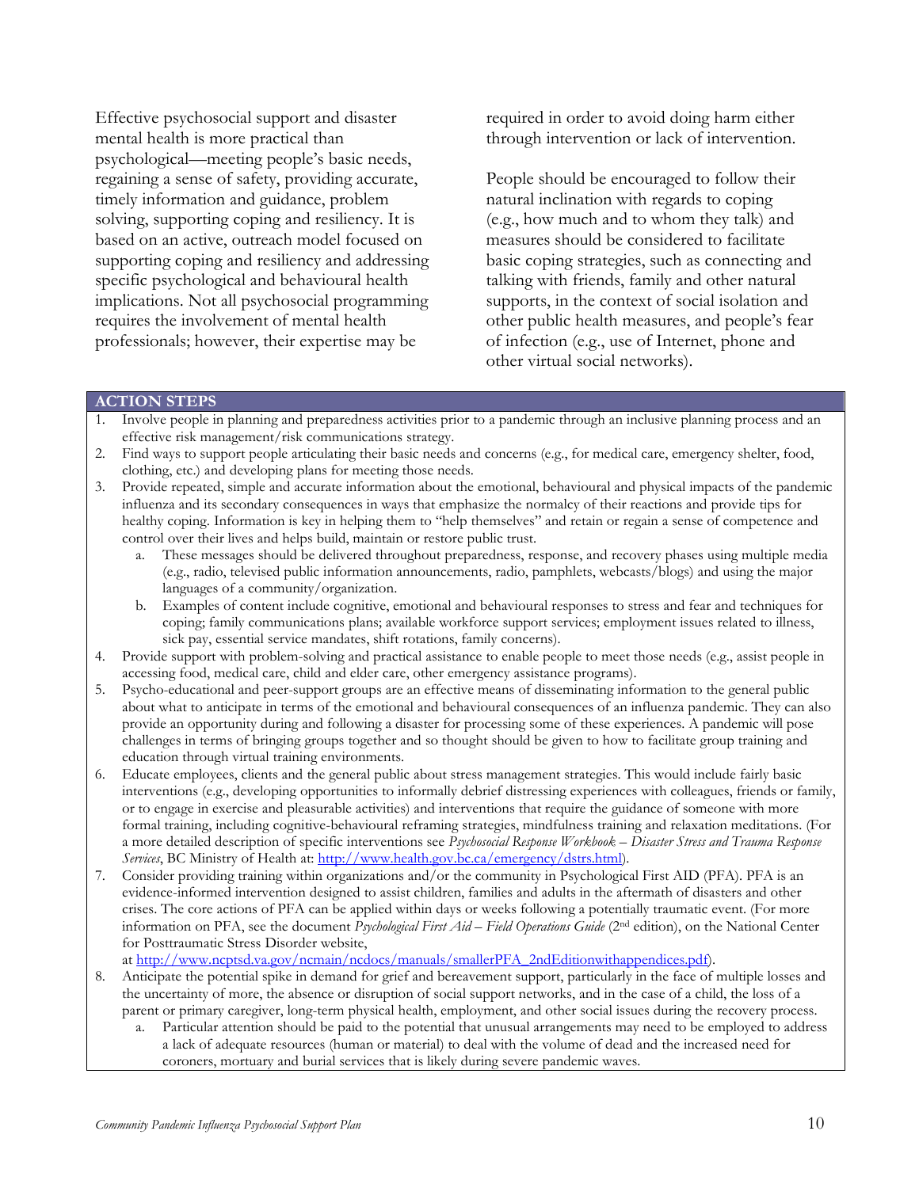Effective psychosocial support and disaster mental health is more practical than psychological—meeting people's basic needs, regaining a sense of safety, providing accurate, timely information and guidance, problem solving, supporting coping and resiliency. It is based on an active, outreach model focused on supporting coping and resiliency and addressing specific psychological and behavioural health implications. Not all psychosocial programming requires the involvement of mental health professionals; however, their expertise may be required in order to avoid doing harm either through intervention or lack of intervention.

People should be encouraged to follow their natural inclination with regards to coping (e.g., how much and to whom they talk) and measures should be considered to facilitate basic coping strategies, such as connecting and talking with friends, family and other natural supports, in the context of social isolation and other public health measures, and people's fear of infection (e.g., use of Internet, phone and other virtual social networks).

**ACTION STEPS**

1. Involve people in planning and preparedness activities prior to a pandemic through an inclusive planning process and an effective risk management/risk communications strategy.
2. Find ways to support people articulating their basic needs and concerns (e.g., for medical care, emergency shelter, food, clothing, etc.) and developing plans for meeting those needs.
3. Provide repeated, simple and accurate information about the emotional, behavioural and physical impacts of the pandemic influenza and its secondary consequences in ways that emphasize the normalcy of their reactions and provide tips for healthy coping. Information is key in helping them to "help themselves" and retain or regain a sense of competence and control over their lives and helps build, maintain or restore public trust.
   a. These messages should be delivered throughout preparedness, response, and recovery phases using multiple media (e.g., radio, televised public information announcements, radio, pamphlets, webcasts/blogs) and using the major languages of a community/organization.
   b. Examples of content include cognitive, emotional and behavioural responses to stress and fear and techniques for coping; family communications plans; available workforce support services; employment issues related to illness, sick pay, essential service mandates, shift rotations, family concerns).
4. Provide support with problem-solving and practical assistance to enable people to meet those needs (e.g., assist people in accessing food, medical care, child and elder care, other emergency assistance programs).
5. Psycho-educational and peer-support groups are an effective means of disseminating information to the general public about what to anticipate in terms of the emotional and behavioural consequences of an influenza pandemic. They can also provide an opportunity during and following a disaster for processing some of these experiences. A pandemic will pose challenges in terms of bringing groups together and so thought should be given to how to facilitate group training and education through virtual training environments.
6. Educate employees, clients and the general public about stress management strategies. This would include fairly basic interventions (e.g., developing opportunities to informally debrief distressing experiences with colleagues, friends or family, or to engage in exercise and pleasurable activities) and interventions that require the guidance of someone with more formal training, including cognitive-behavioural reframing strategies, mindfulness training and relaxation meditations. (For a more detailed description of specific interventions see *Psychosocial Response Workbook – Disaster Stress and Trauma Response Services*, BC Ministry of Health at: http://www.health.gov.bc.ca/emergency/dstrs.html).
7. Consider providing training within organizations and/or the community in Psychological First AID (PFA). PFA is an evidence-informed intervention designed to assist children, families and adults in the aftermath of disasters and other crises. The core actions of PFA can be applied within days or weeks following a potentially traumatic event. (For more information on PFA, see the document *Psychological First Aid – Field Operations Guide* (2nd edition), on the National Center for Posttraumatic Stress Disorder website, at http://www.ncptsd.va.gov/ncmain/ncdocs/manuals/smallerPFA_2ndEditionwithappendices.pdf).
8. Anticipate the potential spike in demand for grief and bereavement support, particularly in the face of multiple losses and the uncertainty of more, the absence or disruption of social support networks, and in the case of a child, the loss of a parent or primary caregiver, long-term physical health, employment, and other social issues during the recovery process.
   a. Particular attention should be paid to the potential that unusual arrangements may need to be employed to address a lack of adequate resources (human or material) to deal with the volume of dead and the increased need for coroners, mortuary and burial services that is likely during severe pandemic waves.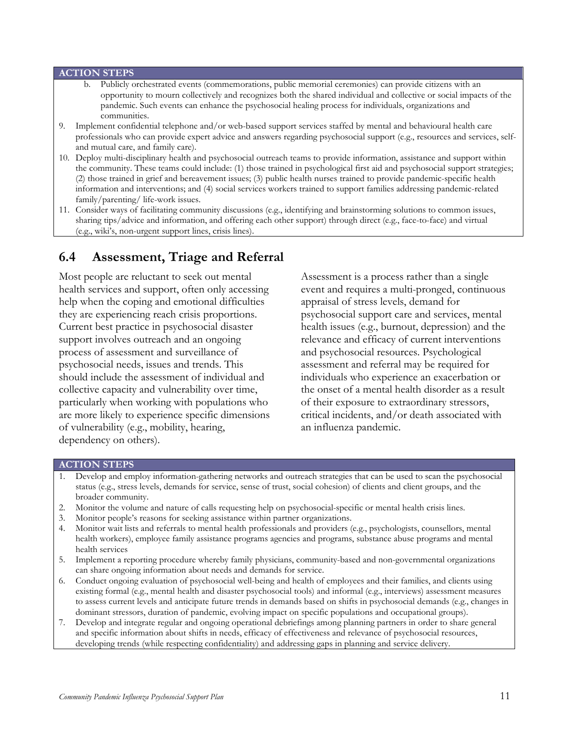**ACTION STEPS**

   b. Publicly orchestrated events (commemorations, public memorial ceremonies) can provide citizens with an opportunity to mourn collectively and recognizes both the shared individual and collective or social impacts of the pandemic. Such events can enhance the psychosocial healing process for individuals, organizations and communities.

9. Implement confidential telephone and/or web-based support services staffed by mental and behavioural health care professionals who can provide expert advice and answers regarding psychosocial support (e.g., resources and services, self- and mutual care, and family care).
10. Deploy multi-disciplinary health and psychosocial outreach teams to provide information, assistance and support within the community. These teams could include: (1) those trained in psychological first aid and psychosocial support strategies; (2) those trained in grief and bereavement issues; (3) public health nurses trained to provide pandemic-specific health information and interventions; and (4) social services workers trained to support families addressing pandemic-related family/parenting/ life-work issues.
11. Consider ways of facilitating community discussions (e.g., identifying and brainstorming solutions to common issues, sharing tips/advice and information, and offering each other support) through direct (e.g., face-to-face) and virtual (e.g., wiki's, non-urgent support lines, crisis lines).

## 6.4 Assessment, Triage and Referral

Most people are reluctant to seek out mental health services and support, often only accessing help when the coping and emotional difficulties they are experiencing reach crisis proportions. Current best practice in psychosocial disaster support involves outreach and an ongoing process of assessment and surveillance of psychosocial needs, issues and trends. This should include the assessment of individual and collective capacity and vulnerability over time, particularly when working with populations who are more likely to experience specific dimensions of vulnerability (e.g., mobility, hearing, dependency on others).

Assessment is a process rather than a single event and requires a multi-pronged, continuous appraisal of stress levels, demand for psychosocial support care and services, mental health issues (e.g., burnout, depression) and the relevance and efficacy of current interventions and psychosocial resources. Psychological assessment and referral may be required for individuals who experience an exacerbation or the onset of a mental health disorder as a result of their exposure to extraordinary stressors, critical incidents, and/or death associated with an influenza pandemic.

**ACTION STEPS**

1. Develop and employ information-gathering networks and outreach strategies that can be used to scan the psychosocial status (e.g., stress levels, demands for service, sense of trust, social cohesion) of clients and client groups, and the broader community.
2. Monitor the volume and nature of calls requesting help on psychosocial-specific or mental health crisis lines.
3. Monitor people's reasons for seeking assistance within partner organizations.
4. Monitor wait lists and referrals to mental health professionals and providers (e.g., psychologists, counsellors, mental health workers), employee family assistance programs agencies and programs, substance abuse programs and mental health services
5. Implement a reporting procedure whereby family physicians, community-based and non-governmental organizations can share ongoing information about needs and demands for service.
6. Conduct ongoing evaluation of psychosocial well-being and health of employees and their families, and clients using existing formal (e.g., mental health and disaster psychosocial tools) and informal (e.g., interviews) assessment measures to assess current levels and anticipate future trends in demands based on shifts in psychosocial demands (e.g., changes in dominant stressors, duration of pandemic, evolving impact on specific populations and occupational groups).
7. Develop and integrate regular and ongoing operational debriefings among planning partners in order to share general and specific information about shifts in needs, efficacy of effectiveness and relevance of psychosocial resources, developing trends (while respecting confidentiality) and addressing gaps in planning and service delivery.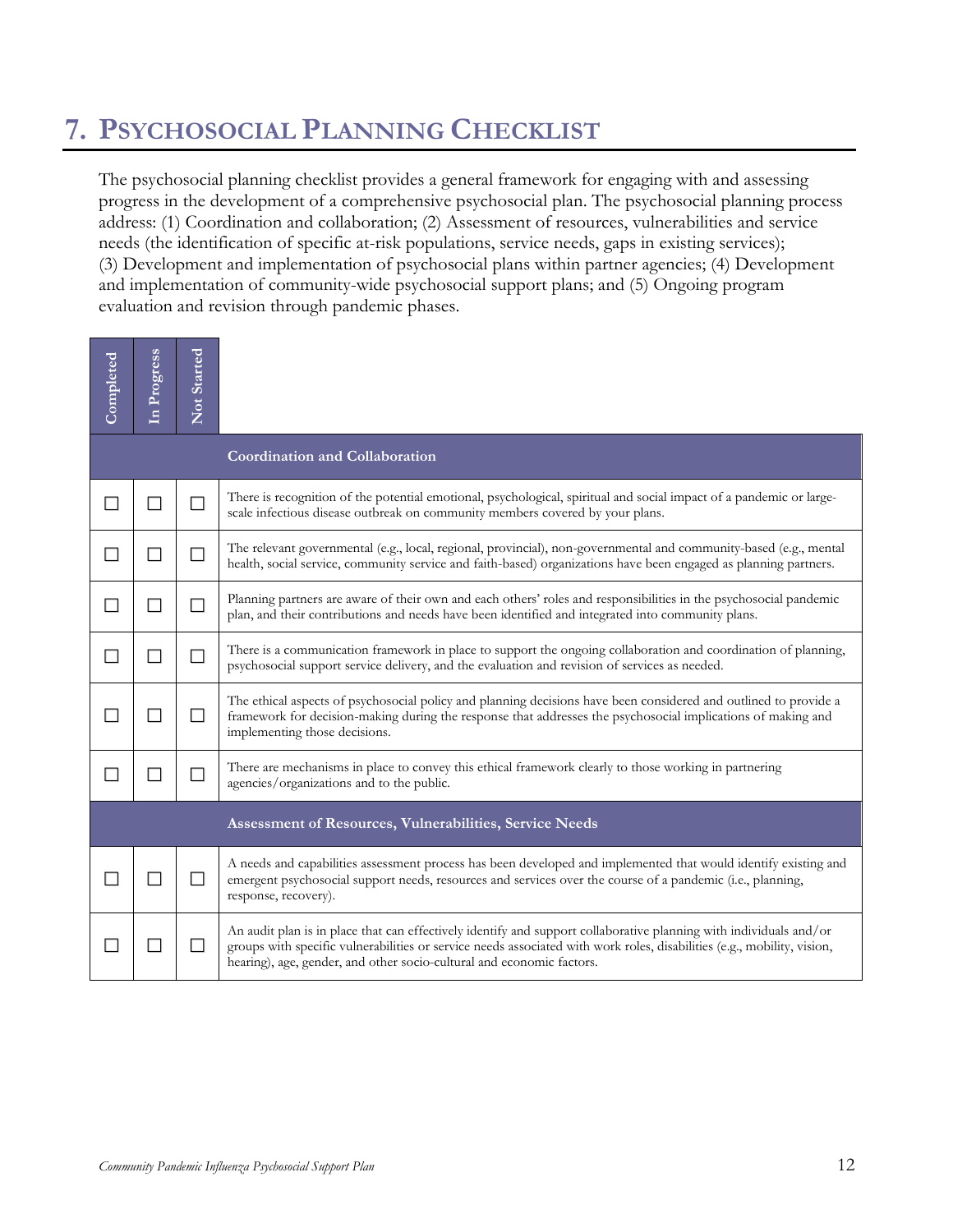# 7. Psychosocial Planning Checklist

The psychosocial planning checklist provides a general framework for engaging with and assessing progress in the development of a comprehensive psychosocial plan. The psychosocial planning process address: (1) Coordination and collaboration; (2) Assessment of resources, vulnerabilities and service needs (the identification of specific at-risk populations, service needs, gaps in existing services); (3) Development and implementation of psychosocial plans within partner agencies; (4) Development and implementation of community-wide psychosocial support plans; and (5) Ongoing program evaluation and revision through pandemic phases.

| Completed | In Progress | Not Started | |
|---|---|---|---|
| | | | **Coordination and Collaboration** |
| ☐ | ☐ | ☐ | There is recognition of the potential emotional, psychological, spiritual and social impact of a pandemic or large-scale infectious disease outbreak on community members covered by your plans. |
| ☐ | ☐ | ☐ | The relevant governmental (e.g., local, regional, provincial), non-governmental and community-based (e.g., mental health, social service, community service and faith-based) organizations have been engaged as planning partners. |
| ☐ | ☐ | ☐ | Planning partners are aware of their own and each others' roles and responsibilities in the psychosocial pandemic plan, and their contributions and needs have been identified and integrated into community plans. |
| ☐ | ☐ | ☐ | There is a communication framework in place to support the ongoing collaboration and coordination of planning, psychosocial support service delivery, and the evaluation and revision of services as needed. |
| ☐ | ☐ | ☐ | The ethical aspects of psychosocial policy and planning decisions have been considered and outlined to provide a framework for decision-making during the response that addresses the psychosocial implications of making and implementing those decisions. |
| ☐ | ☐ | ☐ | There are mechanisms in place to convey this ethical framework clearly to those working in partnering agencies/organizations and to the public. |
| | | | **Assessment of Resources, Vulnerabilities, Service Needs** |
| ☐ | ☐ | ☐ | A needs and capabilities assessment process has been developed and implemented that would identify existing and emergent psychosocial support needs, resources and services over the course of a pandemic (i.e., planning, response, recovery). |
| ☐ | ☐ | ☐ | An audit plan is in place that can effectively identify and support collaborative planning with individuals and/or groups with specific vulnerabilities or service needs associated with work roles, disabilities (e.g., mobility, vision, hearing), age, gender, and other socio-cultural and economic factors. |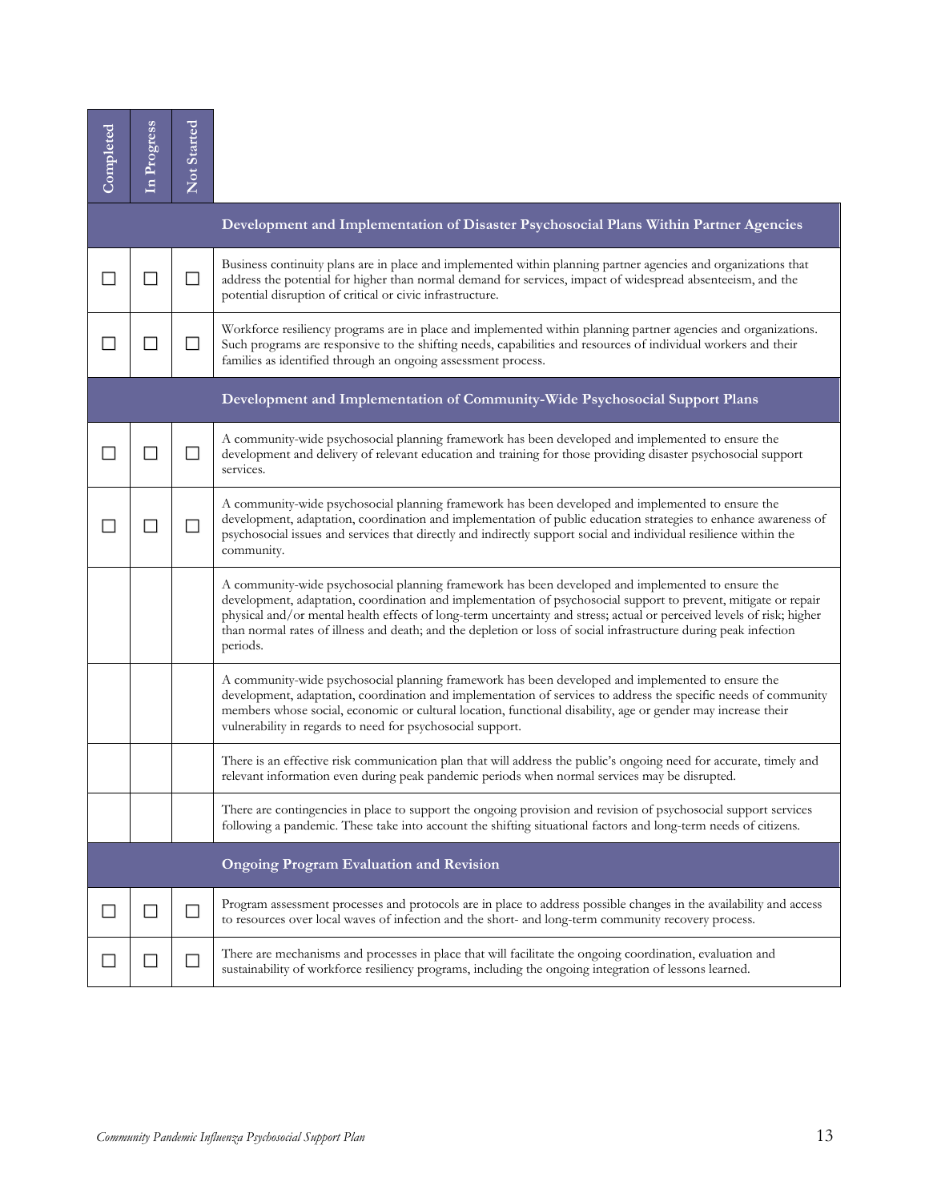| Completed | In Progress | Not Started | |
|---|---|---|---|
| | | | **Development and Implementation of Disaster Psychosocial Plans Within Partner Agencies** |
| ☐ | ☐ | ☐ | Business continuity plans are in place and implemented within planning partner agencies and organizations that address the potential for higher than normal demand for services, impact of widespread absenteeism, and the potential disruption of critical or civic infrastructure. |
| ☐ | ☐ | ☐ | Workforce resiliency programs are in place and implemented within planning partner agencies and organizations. Such programs are responsive to the shifting needs, capabilities and resources of individual workers and their families as identified through an ongoing assessment process. |
| | | | **Development and Implementation of Community-Wide Psychosocial Support Plans** |
| ☐ | ☐ | ☐ | A community-wide psychosocial planning framework has been developed and implemented to ensure the development and delivery of relevant education and training for those providing disaster psychosocial support services. |
| ☐ | ☐ | ☐ | A community-wide psychosocial planning framework has been developed and implemented to ensure the development, adaptation, coordination and implementation of public education strategies to enhance awareness of psychosocial issues and services that directly and indirectly support social and individual resilience within the community. |
| | | | A community-wide psychosocial planning framework has been developed and implemented to ensure the development, adaptation, coordination and implementation of psychosocial support to prevent, mitigate or repair physical and/or mental health effects of long-term uncertainty and stress; actual or perceived levels of risk; higher than normal rates of illness and death; and the depletion or loss of social infrastructure during peak infection periods. |
| | | | A community-wide psychosocial planning framework has been developed and implemented to ensure the development, adaptation, coordination and implementation of services to address the specific needs of community members whose social, economic or cultural location, functional disability, age or gender may increase their vulnerability in regards to need for psychosocial support. |
| | | | There is an effective risk communication plan that will address the public's ongoing need for accurate, timely and relevant information even during peak pandemic periods when normal services may be disrupted. |
| | | | There are contingencies in place to support the ongoing provision and revision of psychosocial support services following a pandemic. These take into account the shifting situational factors and long-term needs of citizens. |
| | | | **Ongoing Program Evaluation and Revision** |
| ☐ | ☐ | ☐ | Program assessment processes and protocols are in place to address possible changes in the availability and access to resources over local waves of infection and the short- and long-term community recovery process. |
| ☐ | ☐ | ☐ | There are mechanisms and processes in place that will facilitate the ongoing coordination, evaluation and sustainability of workforce resiliency programs, including the ongoing integration of lessons learned. |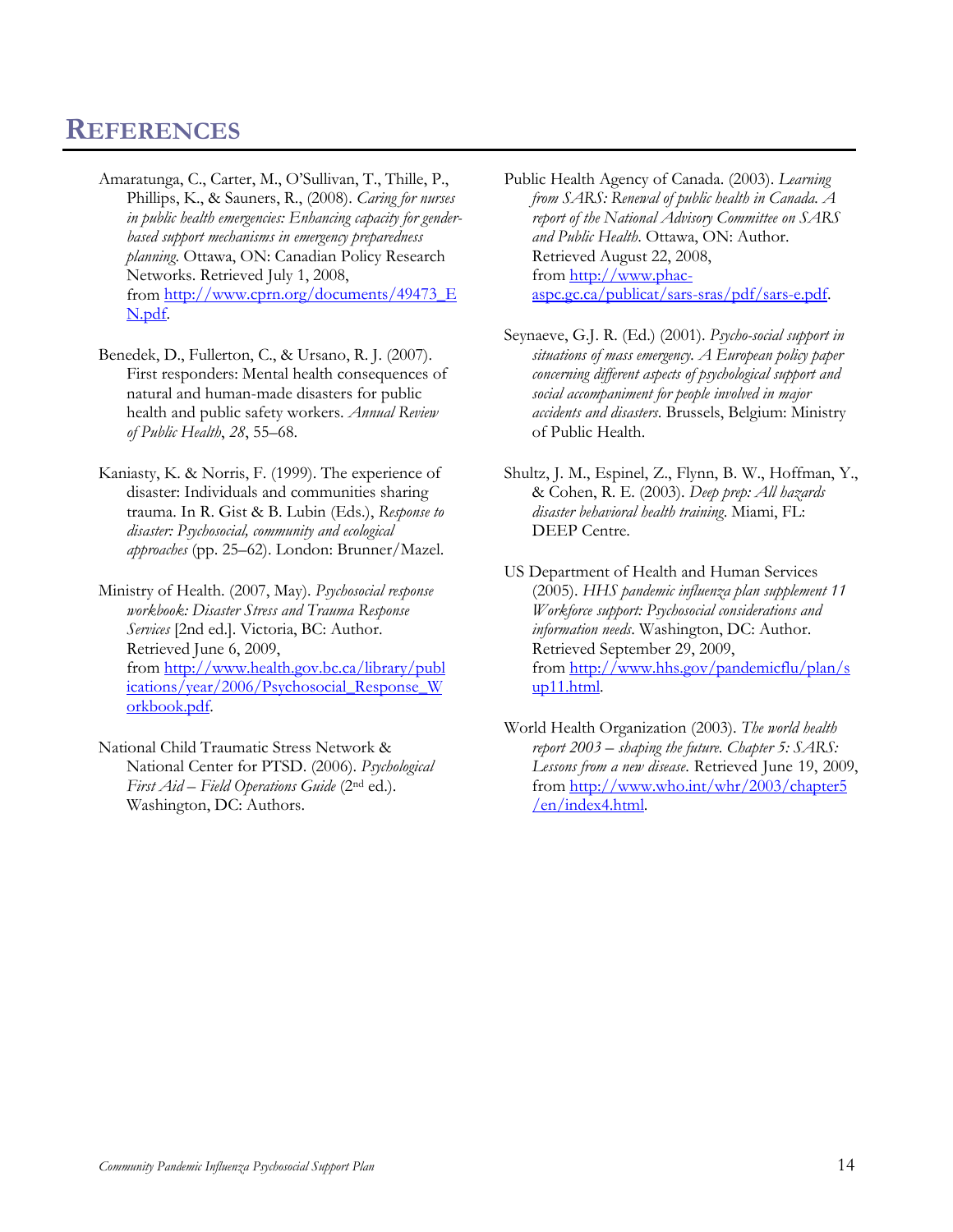# REFERENCES

Amaratunga, C., Carter, M., O'Sullivan, T., Thille, P., Phillips, K., & Sauners, R., (2008). *Caring for nurses in public health emergencies: Enhancing capacity for gender-based support mechanisms in emergency preparedness planning.* Ottawa, ON: Canadian Policy Research Networks. Retrieved July 1, 2008, from http://www.cprn.org/documents/49473_EN.pdf.

Benedek, D., Fullerton, C., & Ursano, R. J. (2007). First responders: Mental health consequences of natural and human-made disasters for public health and public safety workers. *Annual Review of Public Health*, *28*, 55–68.

Kaniasty, K. & Norris, F. (1999). The experience of disaster: Individuals and communities sharing trauma. In R. Gist & B. Lubin (Eds.), *Response to disaster: Psychosocial, community and ecological approaches* (pp. 25–62). London: Brunner/Mazel.

Ministry of Health. (2007, May). *Psychosocial response workbook: Disaster Stress and Trauma Response Services* [2nd ed.]. Victoria, BC: Author. Retrieved June 6, 2009, from http://www.health.gov.bc.ca/library/publications/year/2006/Psychosocial_Response_Workbook.pdf.

National Child Traumatic Stress Network & National Center for PTSD. (2006). *Psychological First Aid – Field Operations Guide* (2nd ed.). Washington, DC: Authors.

Public Health Agency of Canada. (2003). *Learning from SARS: Renewal of public health in Canada. A report of the National Advisory Committee on SARS and Public Health.* Ottawa, ON: Author. Retrieved August 22, 2008, from http://www.phac-aspc.gc.ca/publicat/sars-sras/pdf/sars-e.pdf.

Seynaeve, G.J. R. (Ed.) (2001). *Psycho-social support in situations of mass emergency. A European policy paper concerning different aspects of psychological support and social accompaniment for people involved in major accidents and disasters.* Brussels, Belgium: Ministry of Public Health.

Shultz, J. M., Espinel, Z., Flynn, B. W., Hoffman, Y., & Cohen, R. E. (2003). *Deep prep: All hazards disaster behavioral health training.* Miami, FL: DEEP Centre.

US Department of Health and Human Services (2005). *HHS pandemic influenza plan supplement 11 Workforce support: Psychosocial considerations and information needs.* Washington, DC: Author. Retrieved September 29, 2009, from http://www.hhs.gov/pandemicflu/plan/sup11.html.

World Health Organization (2003). *The world health report 2003 – shaping the future. Chapter 5: SARS: Lessons from a new disease.* Retrieved June 19, 2009, from http://www.who.int/whr/2003/chapter5/en/index4.html.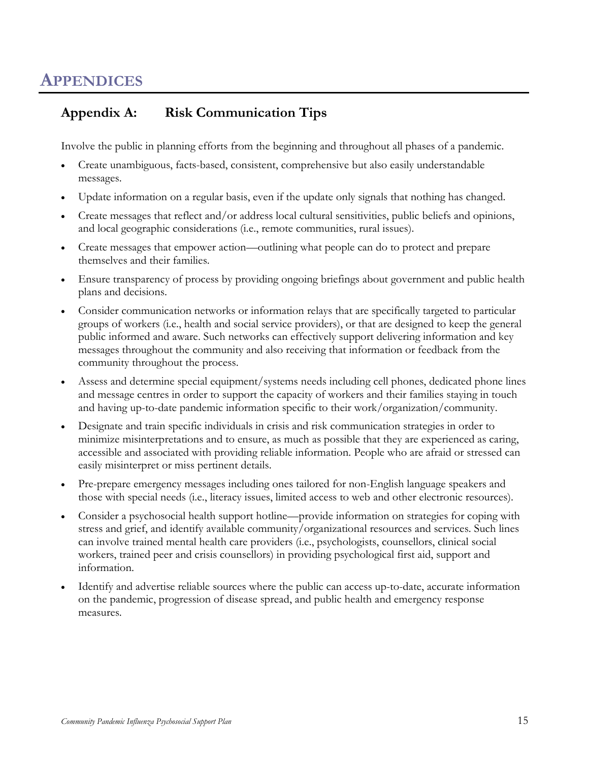# Appendices

## Appendix A: Risk Communication Tips

Involve the public in planning efforts from the beginning and throughout all phases of a pandemic.

- Create unambiguous, facts-based, consistent, comprehensive but also easily understandable messages.
- Update information on a regular basis, even if the update only signals that nothing has changed.
- Create messages that reflect and/or address local cultural sensitivities, public beliefs and opinions, and local geographic considerations (i.e., remote communities, rural issues).
- Create messages that empower action—outlining what people can do to protect and prepare themselves and their families.
- Ensure transparency of process by providing ongoing briefings about government and public health plans and decisions.
- Consider communication networks or information relays that are specifically targeted to particular groups of workers (i.e., health and social service providers), or that are designed to keep the general public informed and aware. Such networks can effectively support delivering information and key messages throughout the community and also receiving that information or feedback from the community throughout the process.
- Assess and determine special equipment/systems needs including cell phones, dedicated phone lines and message centres in order to support the capacity of workers and their families staying in touch and having up-to-date pandemic information specific to their work/organization/community.
- Designate and train specific individuals in crisis and risk communication strategies in order to minimize misinterpretations and to ensure, as much as possible that they are experienced as caring, accessible and associated with providing reliable information. People who are afraid or stressed can easily misinterpret or miss pertinent details.
- Pre-prepare emergency messages including ones tailored for non-English language speakers and those with special needs (i.e., literacy issues, limited access to web and other electronic resources).
- Consider a psychosocial health support hotline—provide information on strategies for coping with stress and grief, and identify available community/organizational resources and services. Such lines can involve trained mental health care providers (i.e., psychologists, counsellors, clinical social workers, trained peer and crisis counsellors) in providing psychological first aid, support and information.
- Identify and advertise reliable sources where the public can access up-to-date, accurate information on the pandemic, progression of disease spread, and public health and emergency response measures.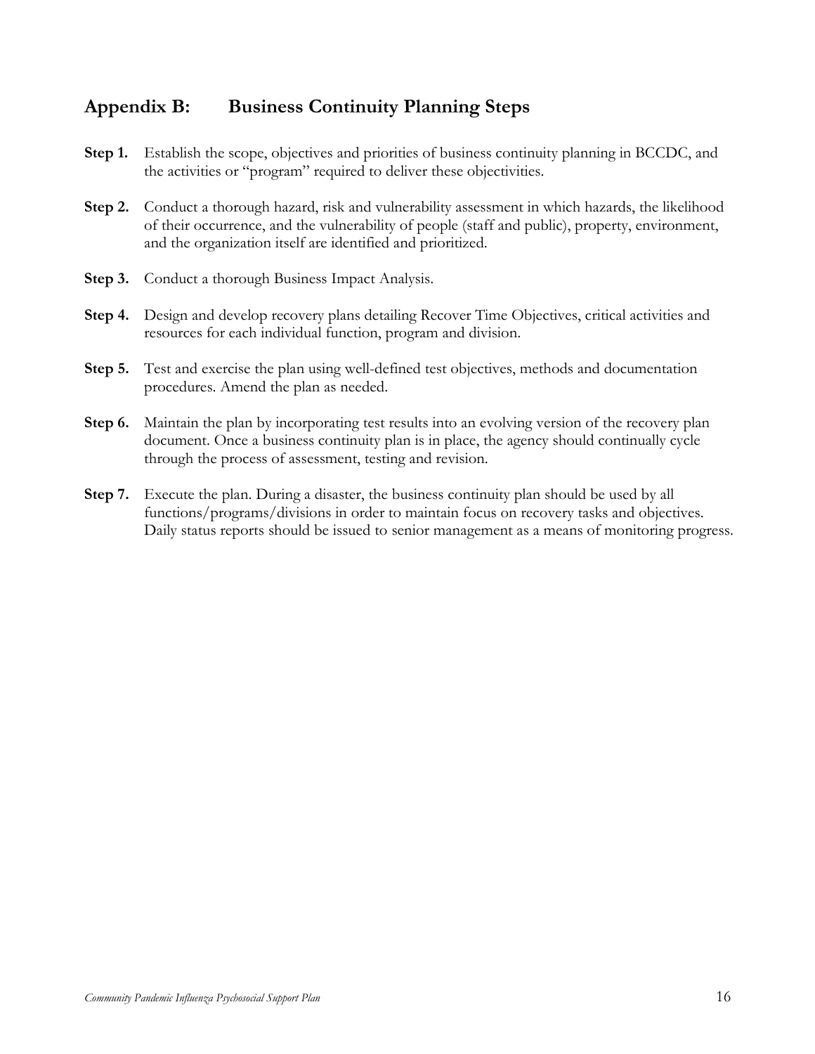## Appendix B: Business Continuity Planning Steps

**Step 1.** Establish the scope, objectives and priorities of business continuity planning in BCCDC, and the activities or "program" required to deliver these objectivities.

**Step 2.** Conduct a thorough hazard, risk and vulnerability assessment in which hazards, the likelihood of their occurrence, and the vulnerability of people (staff and public), property, environment, and the organization itself are identified and prioritized.

**Step 3.** Conduct a thorough Business Impact Analysis.

**Step 4.** Design and develop recovery plans detailing Recover Time Objectives, critical activities and resources for each individual function, program and division.

**Step 5.** Test and exercise the plan using well-defined test objectives, methods and documentation procedures. Amend the plan as needed.

**Step 6.** Maintain the plan by incorporating test results into an evolving version of the recovery plan document. Once a business continuity plan is in place, the agency should continually cycle through the process of assessment, testing and revision.

**Step 7.** Execute the plan. During a disaster, the business continuity plan should be used by all functions/programs/divisions in order to maintain focus on recovery tasks and objectives. Daily status reports should be issued to senior management as a means of monitoring progress.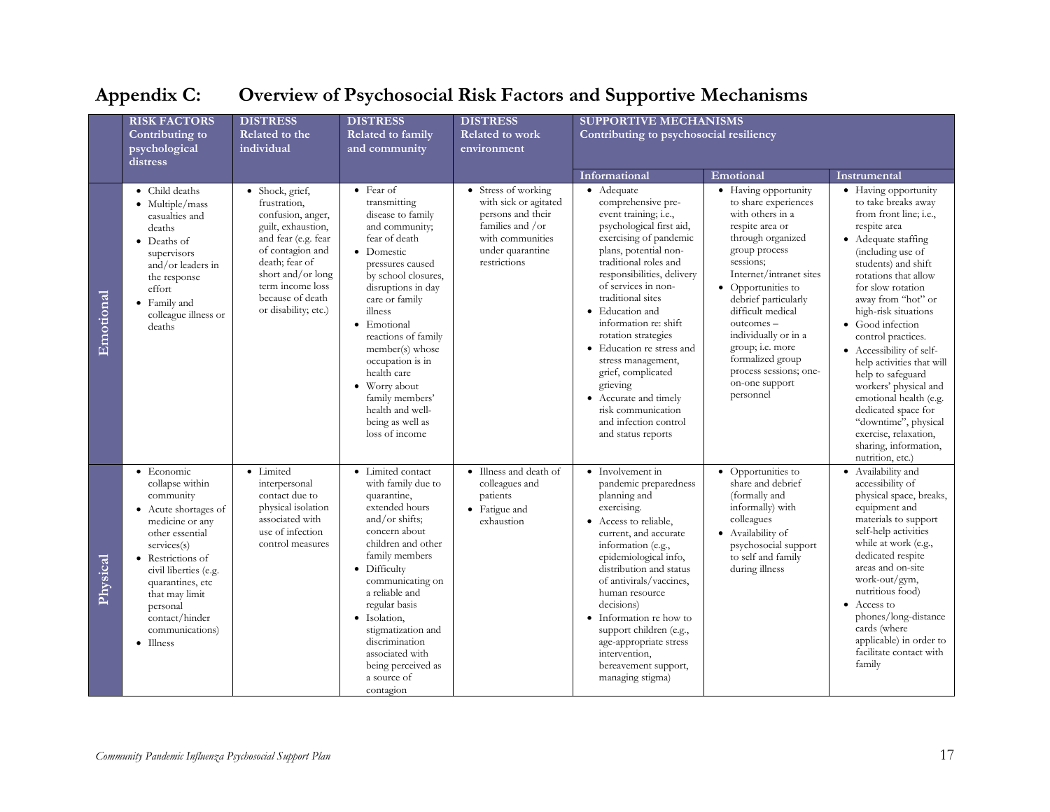## Appendix C: Overview of Psychosocial Risk Factors and Supportive Mechanisms

| | RISK FACTORS Contributing to psychological distress | DISTRESS Related to the individual | DISTRESS Related to family and community | DISTRESS Related to work environment | SUPPORTIVE MECHANISMS Contributing to psychosocial resiliency | | |
|---|---|---|---|---|---|---|---|
| | | | | | Informational | Emotional | Instrumental |
| **Emotional** | • Child deaths<br>• Multiple/mass casualties and deaths<br>• Deaths of supervisors and/or leaders in the response effort<br>• Family and colleague illness or deaths | • Shock, grief, frustration, confusion, anger, guilt, exhaustion, and fear (e.g. fear of contagion and death; fear of short and/or long term income loss because of death or disability; etc.) | • Fear of transmitting disease to family and community; fear of death<br>• Domestic pressures caused by school closures, disruptions in day care or family illness<br>• Emotional reactions of family member(s) whose occupation is in health care<br>• Worry about family members' health and well-being as well as loss of income | • Stress of working with sick or agitated persons and their families and /or with communities under quarantine restrictions | • Adequate comprehensive pre-event training; i.e., psychological first aid, exercising of pandemic plans, potential non-traditional roles and responsibilities, delivery of services in non-traditional sites<br>• Education and information re: shift rotation strategies<br>• Education re stress and stress management, grief, complicated grieving<br>• Accurate and timely risk communication and infection control and status reports | • Having opportunity to share experiences with others in a respite area or through organized group process sessions; Internet/intranet sites<br>• Opportunities to debrief particularly difficult medical outcomes – individually or in a group; i.e. more formalized group process sessions; one-on-one support personnel | • Having opportunity to take breaks away from front line; i.e., respite area<br>• Adequate staffing (including use of students) and shift rotations that allow for slow rotation away from "hot" or high-risk situations<br>• Good infection control practices.<br>• Accessibility of self-help activities that will help to safeguard workers' physical and emotional health (e.g. dedicated space for "downtime", physical exercise, relaxation, sharing, information, nutrition, etc.) |
| **Physical** | • Economic collapse within community<br>• Acute shortages of medicine or any other essential services(s)<br>• Restrictions of civil liberties (e.g. quarantines, etc that may limit personal contact/hinder communications)<br>• Illness | • Limited interpersonal contact due to physical isolation associated with use of infection control measures | • Limited contact with family due to quarantine, extended hours and/or shifts; concern about children and other family members<br>• Difficulty communicating on a reliable and regular basis<br>• Isolation, stigmatization and discrimination associated with being perceived as a source of contagion | • Illness and death of colleagues and patients<br>• Fatigue and exhaustion | • Involvement in pandemic preparedness planning and exercising.<br>• Access to reliable, current, and accurate information (e.g., epidemiological info, distribution and status of antivirals/vaccines, human resource decisions)<br>• Information re how to support children (e.g., age-appropriate stress intervention, bereavement support, managing stigma) | • Opportunities to share and debrief (formally and informally) with colleagues<br>• Availability of psychosocial support to self and family during illness | • Availability and accessibility of physical space, breaks, equipment and materials to support self-help activities while at work (e.g., dedicated respite areas and on-site work-out/gym, nutritious food)<br>• Access to phones/long-distance cards (where applicable) in order to facilitate contact with family |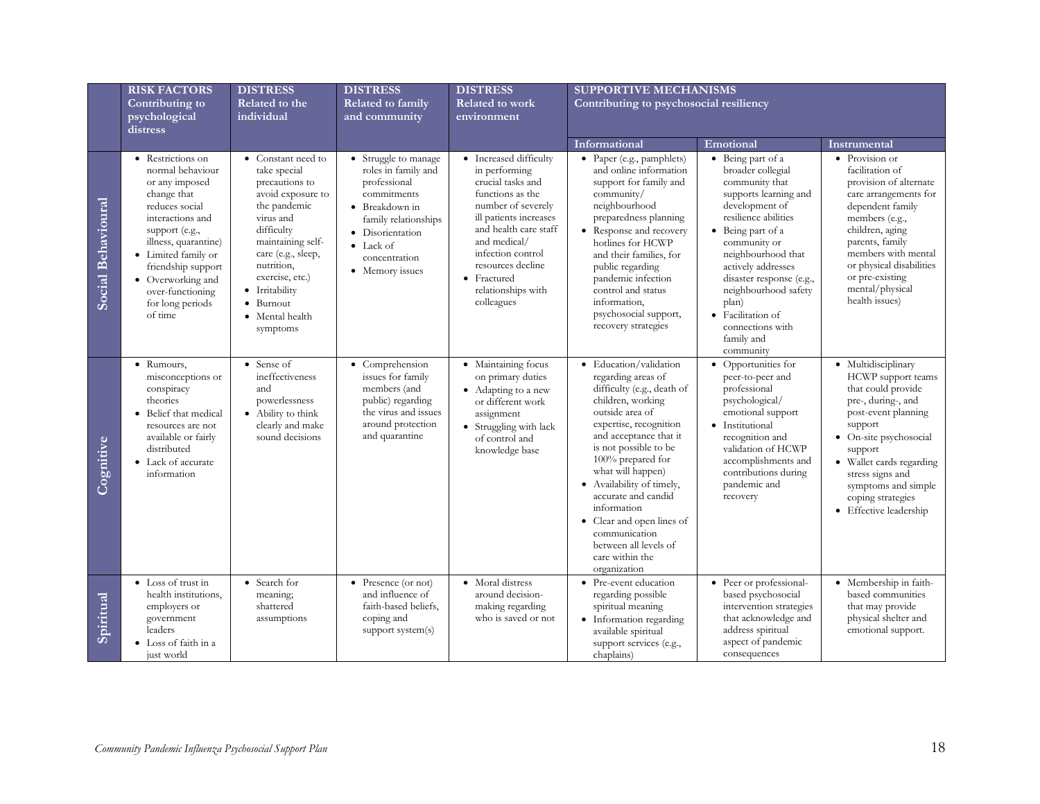| | RISK FACTORS Contributing to psychological distress | DISTRESS Related to the individual | DISTRESS Related to family and community | DISTRESS Related to work environment | SUPPORTIVE MECHANISMS Contributing to psychosocial resiliency | | |
|---|---|---|---|---|---|---|---|
| | | | | | Informational | Emotional | Instrumental |
| Social Behavioural | • Restrictions on normal behaviour or any imposed change that reduces social interactions and support (e.g., illness, quarantine)<br>• Limited family or friendship support<br>• Overworking and over-functioning for long periods of time | • Constant need to take special precautions to avoid exposure to the pandemic virus and difficulty maintaining self-care (e.g., sleep, nutrition, exercise, etc.)<br>• Irritability<br>• Burnout<br>• Mental health symptoms | • Struggle to manage roles in family and professional commitments<br>• Breakdown in family relationships<br>• Disorientation<br>• Lack of concentration<br>• Memory issues | • Increased difficulty in performing crucial tasks and functions as the number of severely ill patients increases and health care staff and medical/ infection control resources decline<br>• Fractured relationships with colleagues | • Paper (e.g., pamphlets) and online information support for family and community/ neighbourhood preparedness planning<br>• Response and recovery hotlines for HCWP and their families, for public regarding pandemic infection control and status information, psychosocial support, recovery strategies | • Being part of a broader collegial community that supports learning and development of resilience abilities<br>• Being part of a community or neighbourhood that actively addresses disaster response (e.g., neighbourhood safety plan)<br>• Facilitation of connections with family and community | • Provision or facilitation of provision of alternate care arrangements for dependent family members (e.g., children, aging parents, family members with mental or physical disabilities or pre-existing mental/physical health issues) |
| Cognitive | • Rumours, misconceptions or conspiracy theories<br>• Belief that medical resources are not available or fairly distributed<br>• Lack of accurate information | • Sense of ineffectiveness and powerlessness<br>• Ability to think clearly and make sound decisions | • Comprehension issues for family members (and public) regarding the virus and issues around protection and quarantine | • Maintaining focus on primary duties<br>• Adapting to a new or different work assignment<br>• Struggling with lack of control and knowledge base | • Education/validation regarding areas of difficulty (e.g., death of children, working outside area of expertise, recognition and acceptance that it is not possible to be 100% prepared for what will happen)<br>• Availability of timely, accurate and candid information<br>• Clear and open lines of communication between all levels of care within the organization | • Opportunities for peer-to-peer and professional psychological/ emotional support<br>• Institutional recognition and validation of HCWP accomplishments and contributions during pandemic and recovery | • Multidisciplinary HCWP support teams that could provide pre-, during-, and post-event planning support<br>• On-site psychosocial support<br>• Wallet cards regarding stress signs and symptoms and simple coping strategies<br>• Effective leadership |
| Spiritual | • Loss of trust in health institutions, employers or government leaders<br>• Loss of faith in a just world | • Search for meaning; shattered assumptions | • Presence (or not) and influence of faith-based beliefs, coping and support system(s) | • Moral distress around decision-making regarding who is saved or not | • Pre-event education regarding possible spiritual meaning<br>• Information regarding available spiritual support services (e.g., chaplains) | • Peer or professional-based psychosocial intervention strategies that acknowledge and address spiritual aspect of pandemic consequences | • Membership in faith-based communities that may provide physical shelter and emotional support. |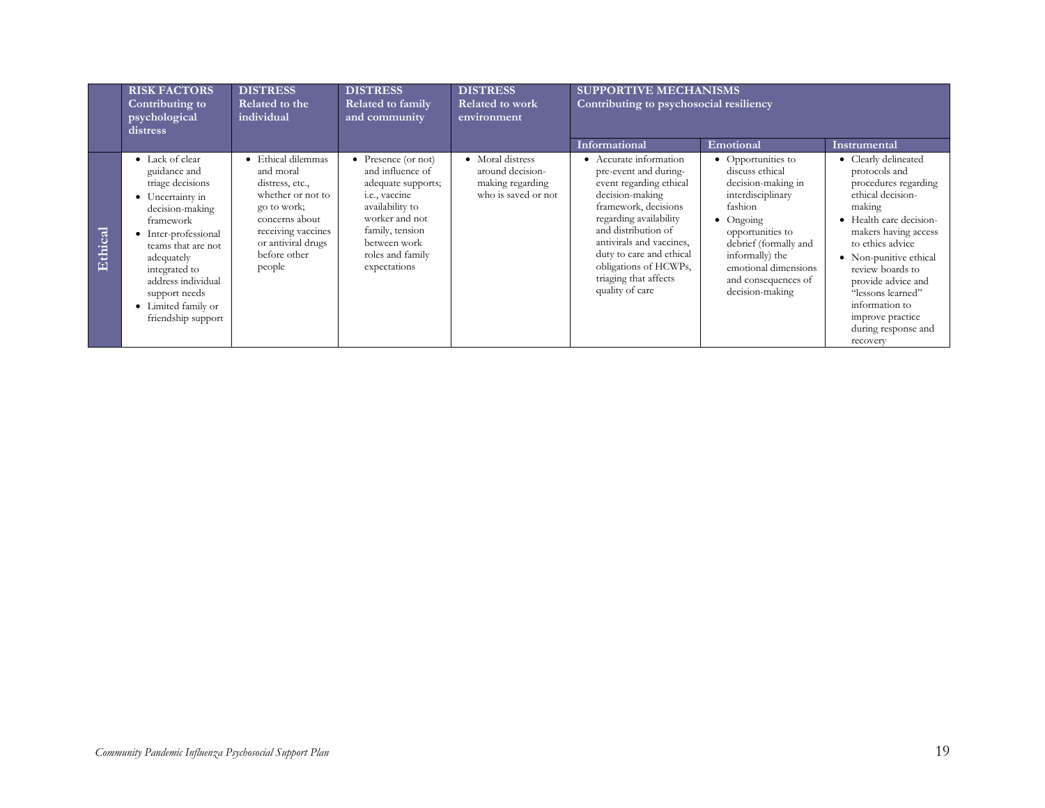| | RISK FACTORS Contributing to psychological distress | DISTRESS Related to the individual | DISTRESS Related to family and community | DISTRESS Related to work environment | SUPPORTIVE MECHANISMS Contributing to psychosocial resiliency | | |
|---|---|---|---|---|---|---|---|
| | | | | | Informational | Emotional | Instrumental |
| Ethical | • Lack of clear guidance and triage decisions<br>• Uncertainty in decision-making framework<br>• Inter-professional teams that are not adequately integrated to address individual support needs<br>• Limited family or friendship support | • Ethical dilemmas and moral distress, etc., whether or not to go to work; concerns about receiving vaccines or antiviral drugs before other people | • Presence (or not) and influence of adequate supports; i.e., vaccine availability to worker and not family, tension between work roles and family expectations | • Moral distress around decision-making regarding who is saved or not | • Accurate information pre-event and during-event regarding ethical decision-making framework, decisions regarding availability and distribution of antivirals and vaccines, duty to care and ethical obligations of HCWPs, triaging that affects quality of care | • Opportunities to discuss ethical decision-making in interdisciplinary fashion<br>• Ongoing opportunities to debrief (formally and informally) the emotional dimensions and consequences of decision-making | • Clearly delineated protocols and procedures regarding ethical decision-making<br>• Health care decision-makers having access to ethics advice<br>• Non-punitive ethical review boards to provide advice and "lessons learned" information to improve practice during response and recovery |